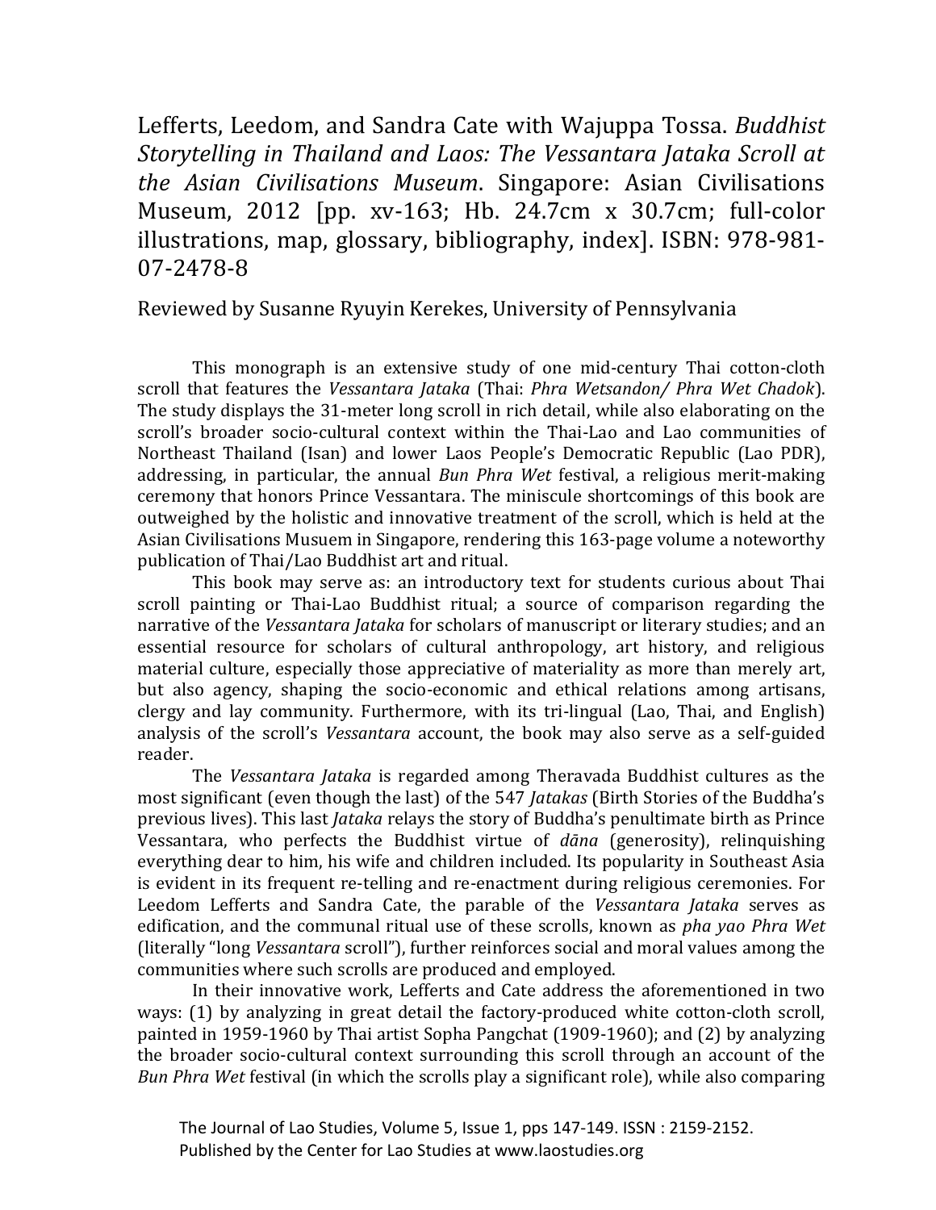Lefferts, Leedom, and Sandra Cate with Wajuppa Tossa. *Buddhist Storytelling in Thailand and Laos: The Vessantara Jataka Scroll at the Asian Civilisations Museum*. Singapore: Asian Civilisations Museum, 2012 [pp. xv-163; Hb. 24.7cm x 30.7cm; full-color illustrations, map, glossary, bibliography, index]. ISBN: 978-981-07-2478-8

Reviewed by Susanne Ryuyin Kerekes, University of Pennsylvania

This monograph is an extensive study of one mid-century Thai cotton-cloth scroll that features the *Vessantara Jataka* (Thai: *Phra Wetsandon/ Phra Wet Chadok*). The study displays the 31-meter long scroll in rich detail, while also elaborating on the scroll's broader socio-cultural context within the Thai-Lao and Lao communities of Northeast Thailand (Isan) and lower Laos People's Democratic Republic (Lao PDR), addressing, in particular, the annual *Bun Phra Wet* festival, a religious merit-making ceremony that honors Prince Vessantara. The miniscule shortcomings of this book are outweighed by the holistic and innovative treatment of the scroll, which is held at the Asian Civilisations Musuem in Singapore, rendering this 163-page volume a noteworthy publication of Thai/Lao Buddhist art and ritual.

This book may serve as: an introductory text for students curious about Thai scroll painting or Thai-Lao Buddhist ritual; a source of comparison regarding the narrative of the *Vessantara Jataka* for scholars of manuscript or literary studies; and an essential resource for scholars of cultural anthropology, art history, and religious material culture, especially those appreciative of materiality as more than merely art, but also agency, shaping the socio-economic and ethical relations among artisans, clergy and lay community. Furthermore, with its tri-lingual (Lao, Thai, and English) analysis of the scroll's *Vessantara* account, the book may also serve as a self-guided reader.

The *Vessantara Jataka* is regarded among Theravada Buddhist cultures as the most significant (even though the last) of the 547 *Jatakas* (Birth Stories of the Buddha's previous lives). This last *Jataka* relays the story of Buddha's penultimate birth as Prince Vessantara, who perfects the Buddhist virtue of *dāna* (generosity), relinquishing everything dear to him, his wife and children included. Its popularity in Southeast Asia is evident in its frequent re-telling and re-enactment during religious ceremonies. For Leedom Lefferts and Sandra Cate, the parable of the *Vessantara Jataka* serves as edification, and the communal ritual use of these scrolls, known as *pha yao Phra Wet* (literally "long *Vessantara* scroll"), further reinforces social and moral values among the communities where such scrolls are produced and employed.

In their innovative work, Lefferts and Cate address the aforementioned in two ways: (1) by analyzing in great detail the factory-produced white cotton-cloth scroll, painted in 1959-1960 by Thai artist Sopha Pangchat (1909-1960); and (2) by analyzing the broader socio-cultural context surrounding this scroll through an account of the *Bun Phra Wet* festival (in which the scrolls play a significant role), while also comparing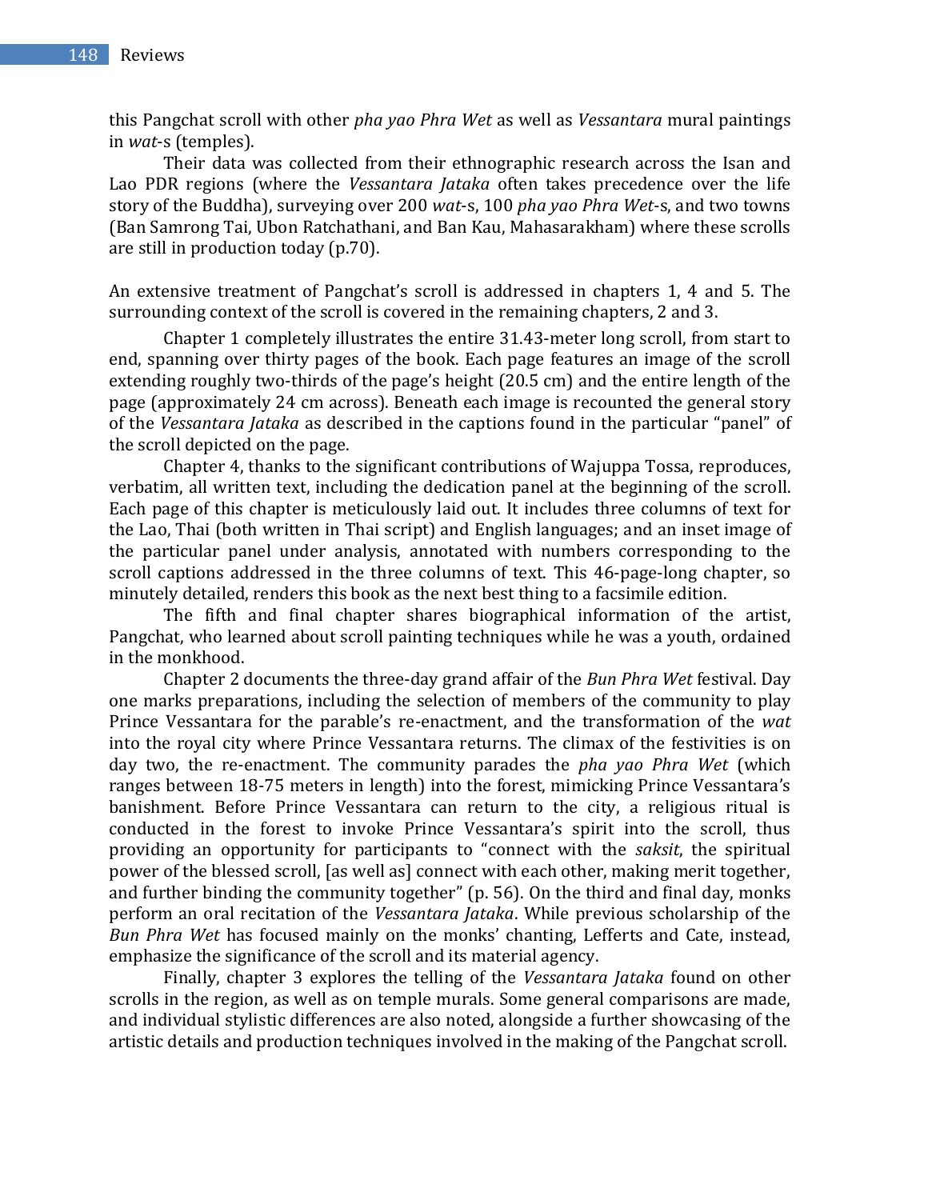this Pangchat scroll with other *pha yao Phra Wet* as well as *Vessantara* mural paintings in *wat*-s (temples).

Their data was collected from their ethnographic research across the Isan and Lao PDR regions (where the *Vessantara Jataka* often takes precedence over the life story of the Buddha), surveying over 200 *wat*-s, 100 *pha yao Phra Wet*-s, and two towns (Ban Samrong Tai, Ubon Ratchathani, and Ban Kau, Mahasarakham) where these scrolls are still in production today (p.70).

An extensive treatment of Pangchat's scroll is addressed in chapters 1, 4 and 5. The surrounding context of the scroll is covered in the remaining chapters, 2 and 3.

Chapter 1 completely illustrates the entire 31.43-meter long scroll, from start to end, spanning over thirty pages of the book. Each page features an image of the scroll extending roughly two-thirds of the page's height (20.5 cm) and the entire length of the page (approximately 24 cm across). Beneath each image is recounted the general story of the *Vessantara Jataka* as described in the captions found in the particular "panel" of the scroll depicted on the page.

Chapter 4, thanks to the significant contributions of Wajuppa Tossa, reproduces, verbatim, all written text, including the dedication panel at the beginning of the scroll. Each page of this chapter is meticulously laid out. It includes three columns of text for the Lao, Thai (both written in Thai script) and English languages; and an inset image of the particular panel under analysis, annotated with numbers corresponding to the scroll captions addressed in the three columns of text. This 46-page-long chapter, so minutely detailed, renders this book as the next best thing to a facsimile edition.

The fifth and final chapter shares biographical information of the artist, Pangchat, who learned about scroll painting techniques while he was a youth, ordained in the monkhood.

Chapter 2 documents the three-day grand affair of the *Bun Phra Wet* festival. Day one marks preparations, including the selection of members of the community to play Prince Vessantara for the parable's re-enactment, and the transformation of the *wat* into the royal city where Prince Vessantara returns. The climax of the festivities is on day two, the re-enactment. The community parades the *pha yao Phra Wet* (which ranges between 18-75 meters in length) into the forest, mimicking Prince Vessantara's banishment. Before Prince Vessantara can return to the city, a religious ritual is conducted in the forest to invoke Prince Vessantara's spirit into the scroll, thus providing an opportunity for participants to "connect with the *saksit*, the spiritual power of the blessed scroll, [as well as] connect with each other, making merit together, and further binding the community together" (p. 56). On the third and final day, monks perform an oral recitation of the *Vessantara Jataka*. While previous scholarship of the *Bun Phra Wet* has focused mainly on the monks' chanting, Lefferts and Cate, instead, emphasize the significance of the scroll and its material agency.

Finally, chapter 3 explores the telling of the *Vessantara Jataka* found on other scrolls in the region, as well as on temple murals. Some general comparisons are made, and individual stylistic differences are also noted, alongside a further showcasing of the artistic details and production techniques involved in the making of the Pangchat scroll.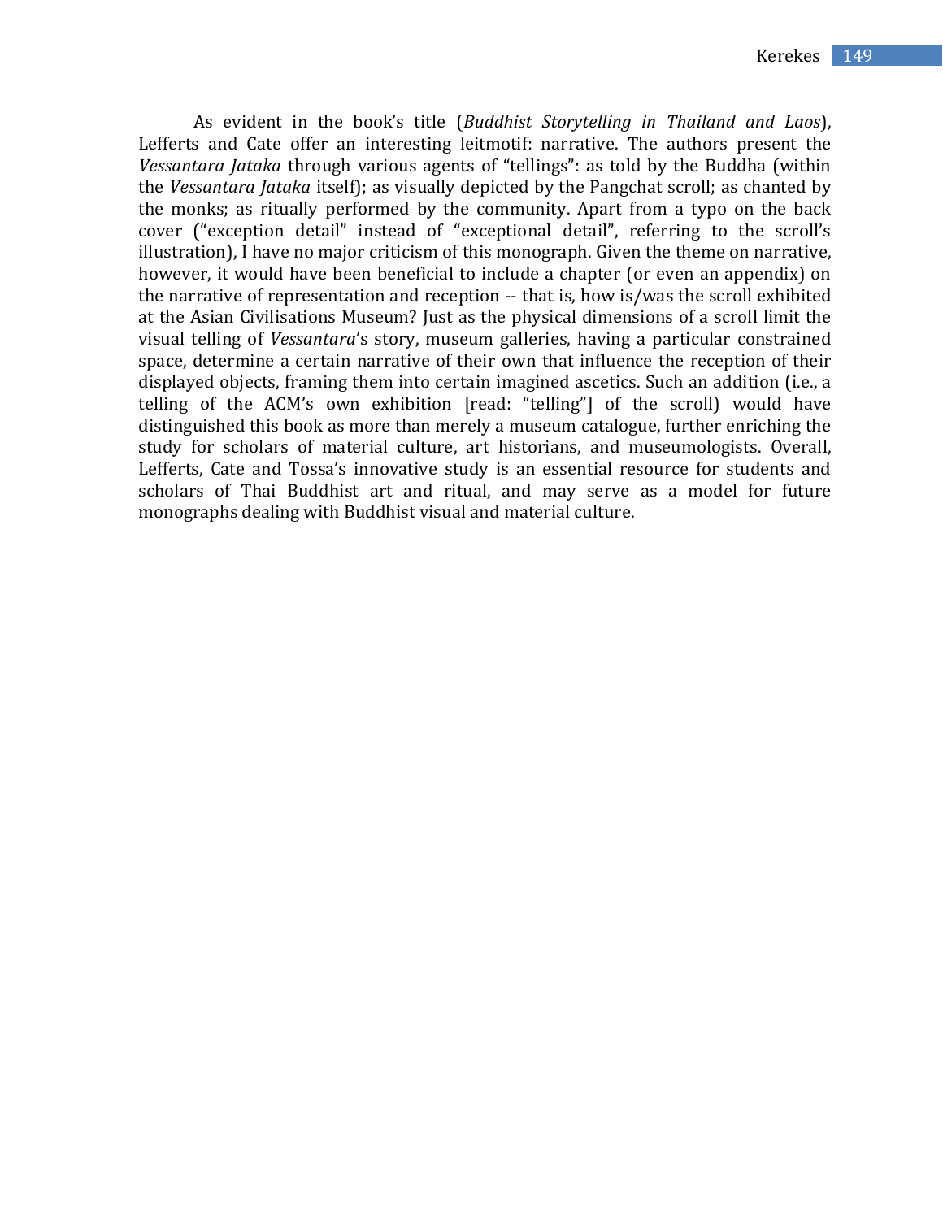As evident in the book's title (*Buddhist Storytelling in Thailand and Laos*), Lefferts and Cate offer an interesting leitmotif: narrative. The authors present the *Vessantara Jataka* through various agents of "tellings": as told by the Buddha (within the *Vessantara Jataka* itself); as visually depicted by the Pangchat scroll; as chanted by the monks; as ritually performed by the community. Apart from a typo on the back cover ("exception detail" instead of "exceptional detail", referring to the scroll's illustration), I have no major criticism of this monograph. Given the theme on narrative, however, it would have been beneficial to include a chapter (or even an appendix) on the narrative of representation and reception -- that is, how is/was the scroll exhibited at the Asian Civilisations Museum? Just as the physical dimensions of a scroll limit the visual telling of *Vessantara*'s story, museum galleries, having a particular constrained space, determine a certain narrative of their own that influence the reception of their displayed objects, framing them into certain imagined ascetics. Such an addition (i.e., a telling of the ACM's own exhibition [read: "telling"] of the scroll) would have distinguished this book as more than merely a museum catalogue, further enriching the study for scholars of material culture, art historians, and museumologists. Overall, Lefferts, Cate and Tossa's innovative study is an essential resource for students and scholars of Thai Buddhist art and ritual, and may serve as a model for future monographs dealing with Buddhist visual and material culture.